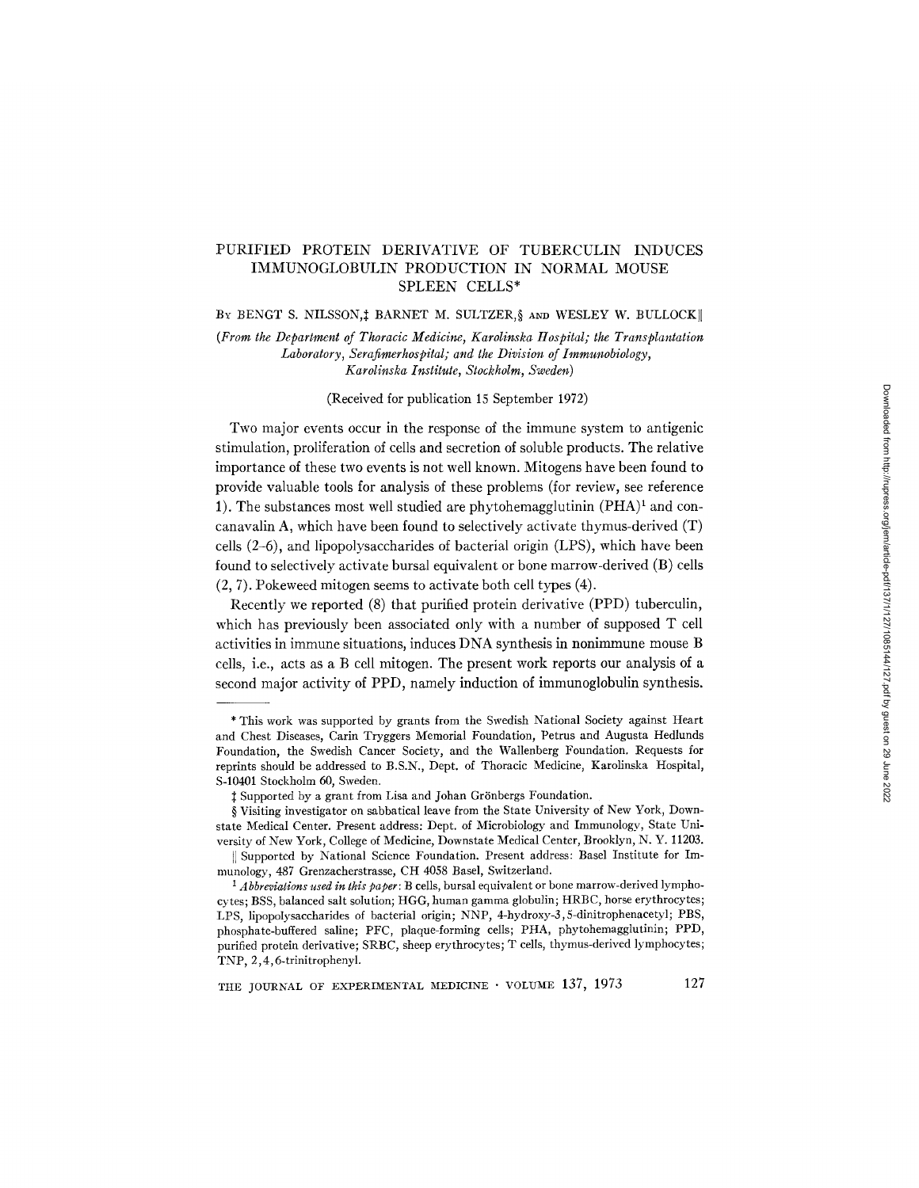# PURIFIED PROTEIN DERIVATIVE OF TUBERCULIN INDUCES IMMUNOGLOBULIN PRODUCTION IN NORMAL MOUSE SPLEEN CELLS*

BY BENGT S. NILSSON,‡ BARNET M. SULTZER,§ AND WESLEY W. BULLOCK||

*(From the Department of Thoracic Medicine, Karolinska Hospital; the Transplantation Laboratory, Serafimerhospital; and the Division of Immunobiology, Karolinska Institute, Stockholm, Sweden)*

(Received for publication 15 September 1972)

Two major events occur in the response of the immune system to antigenic stimulation, proliferation of cells and secretion of soluble products. The relative importance of these two events is not well known. Mitogens have been found to provide valuable tools for analysis of these problems (for review, see reference 1). The substances most well studied are phytohemagglutinin (PHA)[1] and concanavalin A, which have been found to selectively activate thymus-derived (T) cells (2–6), and lipopolysaccharides of bacterial origin (LPS), which have been found to selectively activate bursal equivalent or bone marrow-derived (B) cells (2, 7). Pokeweed mitogen seems to activate both cell types (4).

Recently we reported (8) that purified protein derivative (PPD) tuberculin, which has previously been associated only with a number of supposed T cell activities in immune situations, induces DNA synthesis in nonimmune mouse B cells, i.e., acts as a B cell mitogen. The present work reports our analysis of a second major activity of PPD, namely induction of immunoglobulin synthesis.

---

\* This work was supported by grants from the Swedish National Society against Heart and Chest Diseases, Carin Tryggers Memorial Foundation, Petrus and Augusta Hedlunds Foundation, the Swedish Cancer Society, and the Wallenberg Foundation. Requests for reprints should be addressed to B.S.N., Dept. of Thoracic Medicine, Karolinska Hospital, S-10401 Stockholm 60, Sweden.

‡ Supported by a grant from Lisa and Johan Grönbergs Foundation.

§ Visiting investigator on sabbatical leave from the State University of New York, Downstate Medical Center. Present address: Dept. of Microbiology and Immunology, State University of New York, College of Medicine, Downstate Medical Center, Brooklyn, N. Y. 11203.

|| Supported by National Science Foundation. Present address: Basel Institute for Immunology, 487 Grenzacherstrasse, CH 4058 Basel, Switzerland.

[1] *Abbreviations used in this paper*: B cells, bursal equivalent or bone marrow-derived lymphocytes; BSS, balanced salt solution; HGG, human gamma globulin; HRBC, horse erythrocytes; LPS, lipopolysaccharides of bacterial origin; NNP, 4-hydroxy-3,5-dinitrophenacetyl; PBS, phosphate-buffered saline; PFC, plaque-forming cells; PHA, phytohemagglutinin; PPD, purified protein derivative; SRBC, sheep erythrocytes; T cells, thymus-derived lymphocytes; TNP, 2,4,6-trinitrophenyl.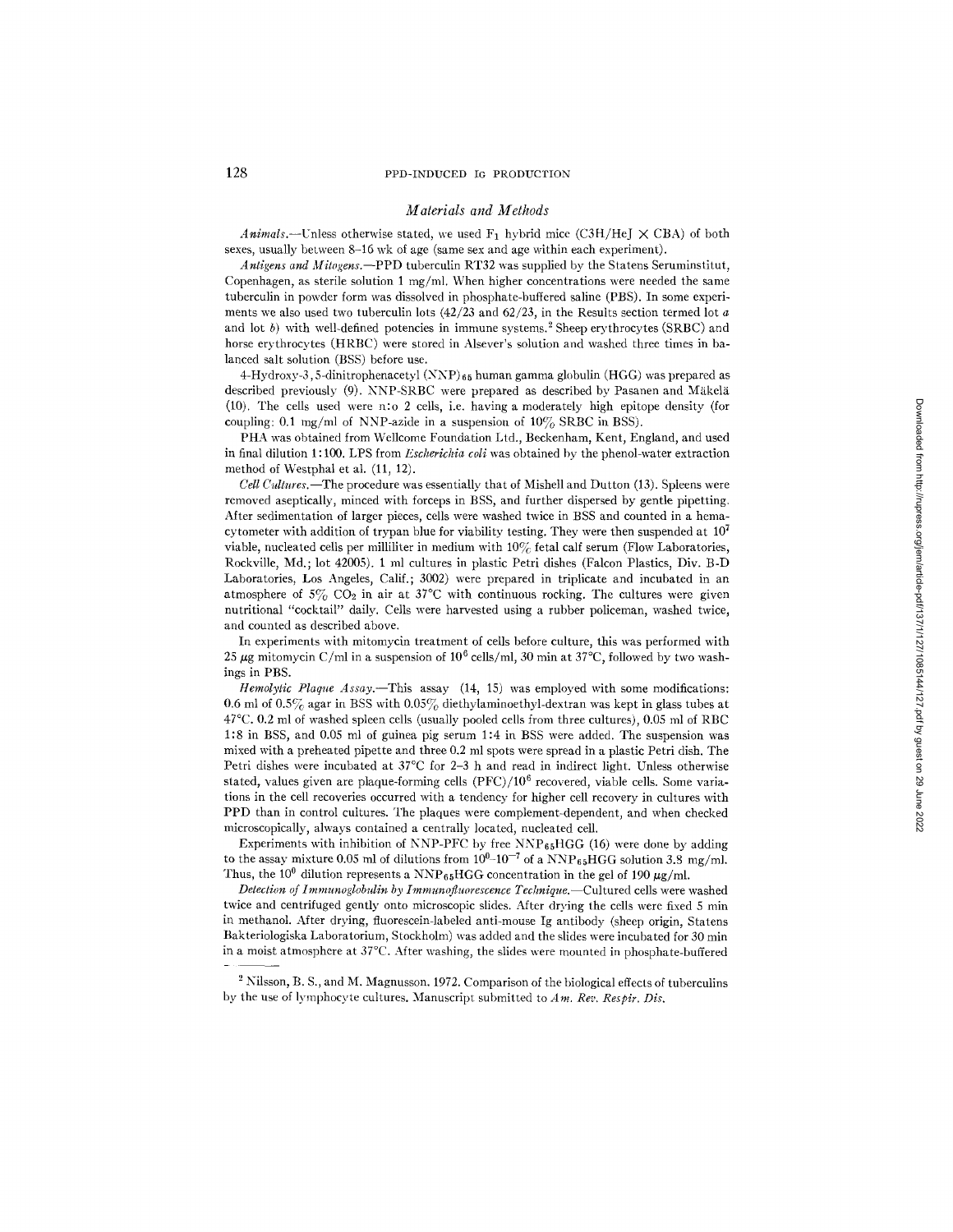## Materials and Methods

*Animals*.—Unless otherwise stated, we used $F_1$ hybrid mice (C3H/HeJ × CBA) of both sexes, usually between 8–16 wk of age (same sex and age within each experiment).

*Antigens and Mitogens*.—PPD tuberculin RT32 was supplied by the Statens Seruminstitut, Copenhagen, as sterile solution 1 mg/ml. When higher concentrations were needed the same tuberculin in powder form was dissolved in phosphate-buffered saline (PBS). In some experiments we also used two tuberculin lots (42/23 and 62/23, in the Results section termed lot *a* and lot *b*) with well-defined potencies in immune systems.[2] Sheep erythrocytes (SRBC) and horse erythrocytes (HRBC) were stored in Alsever's solution and washed three times in balanced salt solution (BSS) before use.

4-Hydroxy-3,5-dinitrophenacetyl $(NNP)_{65}$ human gamma globulin (HGG) was prepared as described previously (9). NNP-SRBC were prepared as described by Pasanen and Mäkelä (10). The cells used were n:o 2 cells, i.e. having a moderately high epitope density (for coupling: 0.1 mg/ml of NNP-azide in a suspension of 10% SRBC in BSS).

PHA was obtained from Wellcome Foundation Ltd., Beckenham, Kent, England, and used in final dilution 1:100. LPS from *Escherichia coli* was obtained by the phenol-water extraction method of Westphal et al. (11, 12).

*Cell Cultures*.—The procedure was essentially that of Mishell and Dutton (13). Spleens were removed aseptically, minced with forceps in BSS, and further dispersed by gentle pipetting. After sedimentation of larger pieces, cells were washed twice in BSS and counted in a hemacytometer with addition of trypan blue for viability testing. They were then suspended at $10^7$ viable, nucleated cells per milliliter in medium with 10% fetal calf serum (Flow Laboratories, Rockville, Md.; lot 42005). 1 ml cultures in plastic Petri dishes (Falcon Plastics, Div. B-D Laboratories, Los Angeles, Calif.; 3002) were prepared in triplicate and incubated in an atmosphere of 5% $CO_2$ in air at 37°C with continuous rocking. The cultures were given nutritional "cocktail" daily. Cells were harvested using a rubber policeman, washed twice, and counted as described above.

In experiments with mitomycin treatment of cells before culture, this was performed with 25 μg mitomycin C/ml in a suspension of $10^6$ cells/ml, 30 min at 37°C, followed by two washings in PBS.

*Hemolytic Plaque Assay*.—This assay (14, 15) was employed with some modifications: 0.6 ml of 0.5% agar in BSS with 0.05% diethylaminoethyl-dextran was kept in glass tubes at 47°C. 0.2 ml of washed spleen cells (usually pooled cells from three cultures), 0.05 ml of RBC 1:8 in BSS, and 0.05 ml of guinea pig serum 1:4 in BSS were added. The suspension was mixed with a preheated pipette and three 0.2 ml spots were spread in a plastic Petri dish. The Petri dishes were incubated at 37°C for 2–3 h and read in indirect light. Unless otherwise stated, values given are plaque-forming cells (PFC)/$10^6$ recovered, viable cells. Some variations in the cell recoveries occurred with a tendency for higher cell recovery in cultures with PPD than in control cultures. The plaques were complement-dependent, and when checked microscopically, always contained a centrally located, nucleated cell.

Experiments with inhibition of NNP-PFC by free $NNP_{65}HGG$ (16) were done by adding to the assay mixture 0.05 ml of dilutions from $10^0$–$10^{-7}$ of a $NNP_{65}HGG$ solution 3.8 mg/ml. Thus, the $10^0$ dilution represents a $NNP_{65}HGG$ concentration in the gel of 190 μg/ml.

*Detection of Immunoglobulin by Immunofluorescence Technique*.—Cultured cells were washed twice and centrifuged gently onto microscopic slides. After drying the cells were fixed 5 min in methanol. After drying, fluorescein-labeled anti-mouse Ig antibody (sheep origin, Statens Bakteriologiska Laboratorium, Stockholm) was added and the slides were incubated for 30 min in a moist atmosphere at 37°C. After washing, the slides were mounted in phosphate-buffered

[2] Nilsson, B. S., and M. Magnusson. 1972. Comparison of the biological effects of tuberculins by the use of lymphocyte cultures. Manuscript submitted to *Am. Rev. Respir. Dis.*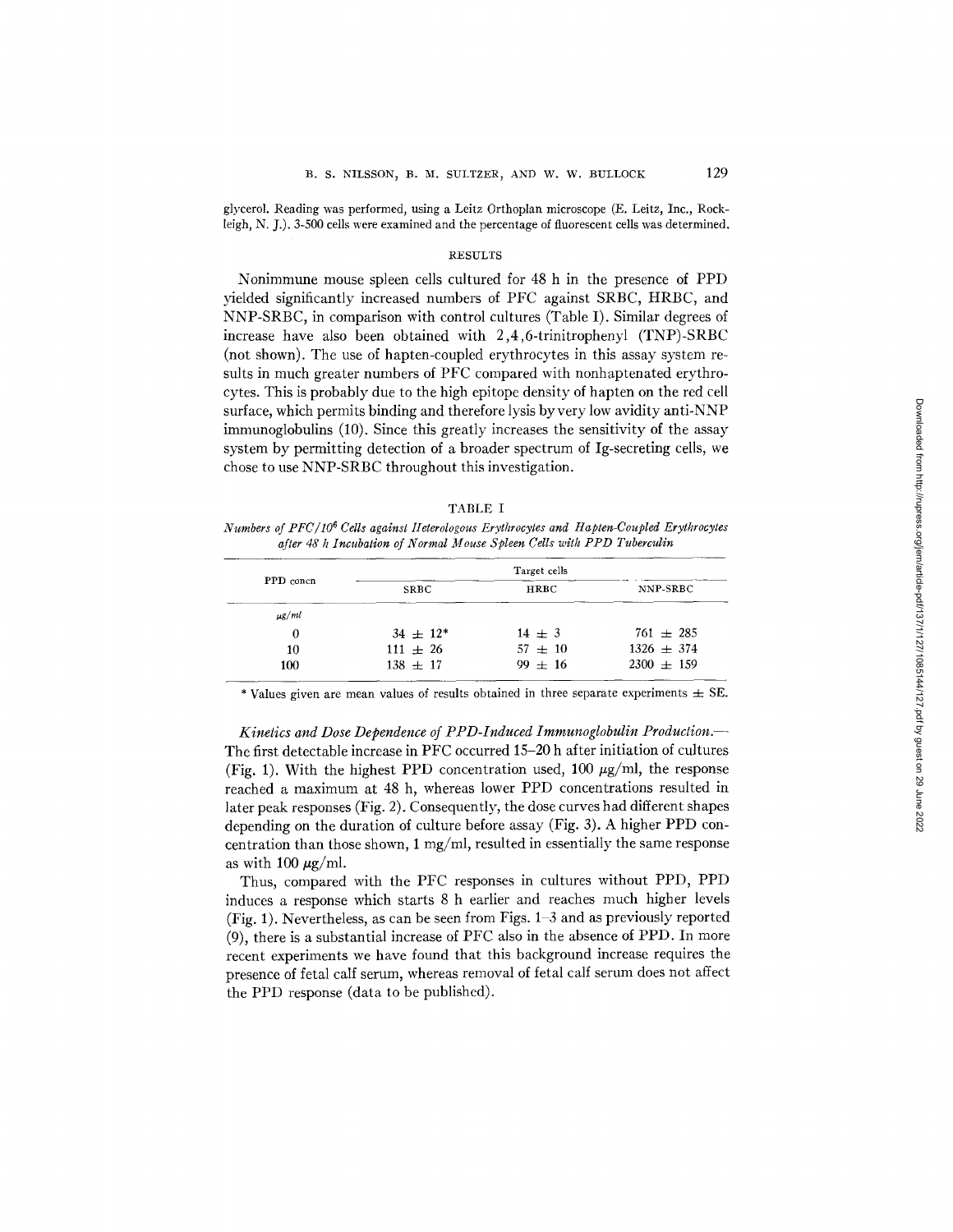glycerol. Reading was performed, using a Leitz Orthoplan microscope (E. Leitz, Inc., Rockleigh, N. J.). 3-500 cells were examined and the percentage of fluorescent cells was determined.

## RESULTS

Nonimmune mouse spleen cells cultured for 48 h in the presence of PPD yielded significantly increased numbers of PFC against SRBC, HRBC, and NNP-SRBC, in comparison with control cultures (Table I). Similar degrees of increase have also been obtained with 2,4,6-trinitrophenyl (TNP)-SRBC (not shown). The use of hapten-coupled erythrocytes in this assay system results in much greater numbers of PFC compared with nonhaptenated erythrocytes. This is probably due to the high epitope density of hapten on the red cell surface, which permits binding and therefore lysis by very low avidity anti-NNP immunoglobulins (10). Since this greatly increases the sensitivity of the assay system by permitting detection of a broader spectrum of Ig-secreting cells, we chose to use NNP-SRBC throughout this investigation.

TABLE I

*Numbers of PFC/10⁶ Cells against Heterologous Erythrocytes and Hapten-Coupled Erythrocytes after 48 h Incubation of Normal Mouse Spleen Cells with PPD Tuberculin*

| PPD concn | Target cells | | |
|---|---|---|---|
| | SRBC | HRBC | NNP-SRBC |
| *μg/ml* | | | |
| 0 | 34 ± 12* | 14 ± 3 | 761 ± 285 |
| 10 | 111 ± 26 | 57 ± 10 | 1326 ± 374 |
| 100 | 138 ± 17 | 99 ± 16 | 2300 ± 159 |

\* Values given are mean values of results obtained in three separate experiments ± SE.

*Kinetics and Dose Dependence of PPD-Induced Immunoglobulin Production.*— The first detectable increase in PFC occurred 15–20 h after initiation of cultures (Fig. 1). With the highest PPD concentration used, 100 μg/ml, the response reached a maximum at 48 h, whereas lower PPD concentrations resulted in later peak responses (Fig. 2). Consequently, the dose curves had different shapes depending on the duration of culture before assay (Fig. 3). A higher PPD concentration than those shown, 1 mg/ml, resulted in essentially the same response as with 100 μg/ml.

Thus, compared with the PFC responses in cultures without PPD, PPD induces a response which starts 8 h earlier and reaches much higher levels (Fig. 1). Nevertheless, as can be seen from Figs. 1–3 and as previously reported (9), there is a substantial increase of PFC also in the absence of PPD. In more recent experiments we have found that this background increase requires the presence of fetal calf serum, whereas removal of fetal calf serum does not affect the PPD response (data to be published).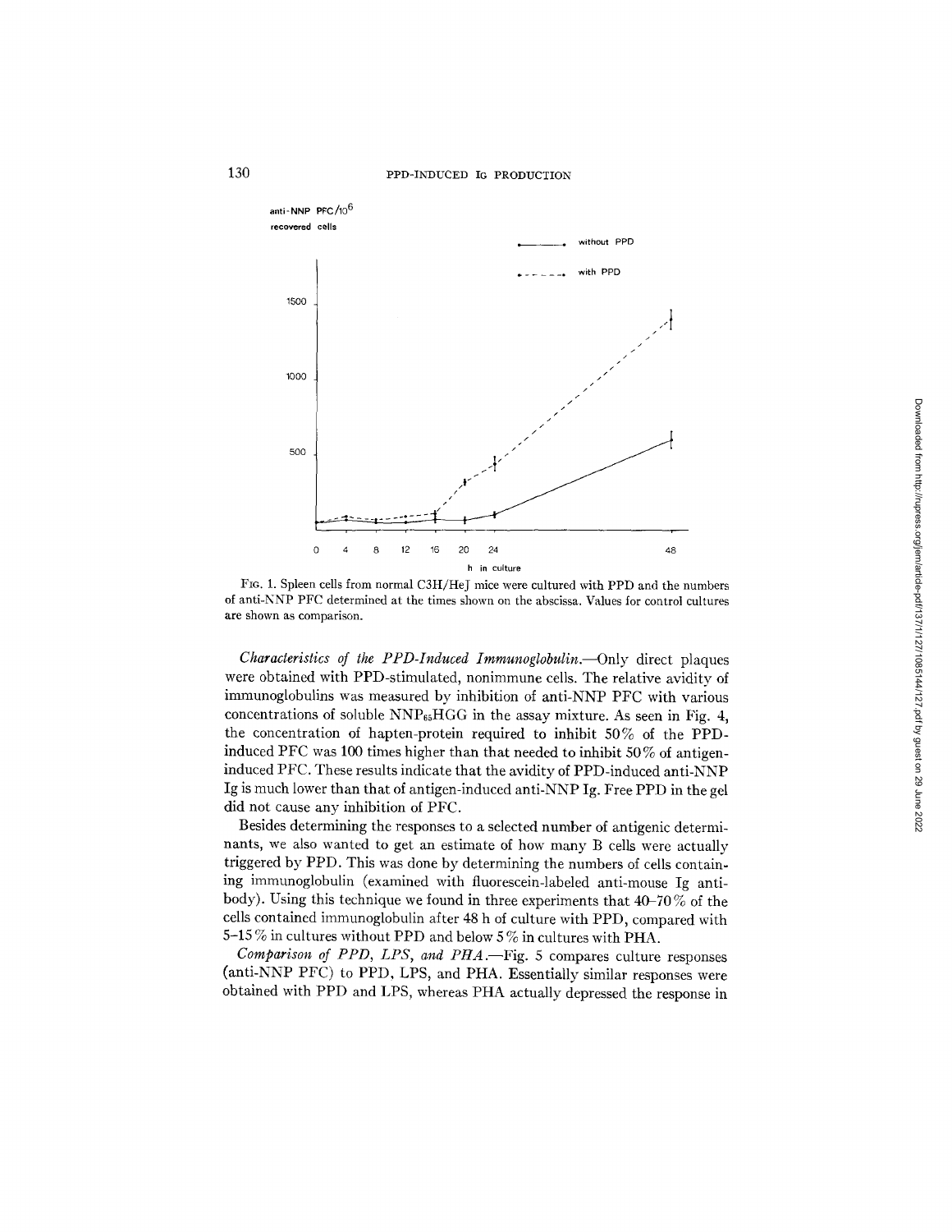FIG. 1. Spleen cells from normal C3H/HeJ mice were cultured with PPD and the numbers of anti-NNP PFC determined at the times shown on the abscissa. Values for control cultures are shown as comparison.

*Characteristics of the PPD-Induced Immunoglobulin.*—Only direct plaques were obtained with PPD-stimulated, nonimmune cells. The relative avidity of immunoglobulins was measured by inhibition of anti-NNP PFC with various concentrations of soluble $NNP_{65}HGG$ in the assay mixture. As seen in Fig. 4, the concentration of hapten-protein required to inhibit 50% of the PPD-induced PFC was 100 times higher than that needed to inhibit 50% of antigen-induced PFC. These results indicate that the avidity of PPD-induced anti-NNP Ig is much lower than that of antigen-induced anti-NNP Ig. Free PPD in the gel did not cause any inhibition of PFC.

Besides determining the responses to a selected number of antigenic determinants, we also wanted to get an estimate of how many B cells were actually triggered by PPD. This was done by determining the numbers of cells containing immunoglobulin (examined with fluorescein-labeled anti-mouse Ig antibody). Using this technique we found in three experiments that 40–70% of the cells contained immunoglobulin after 48 h of culture with PPD, compared with 5–15% in cultures without PPD and below 5% in cultures with PHA.

*Comparison of PPD, LPS, and PHA.*—Fig. 5 compares culture responses (anti-NNP PFC) to PPD, LPS, and PHA. Essentially similar responses were obtained with PPD and LPS, whereas PHA actually depressed the response in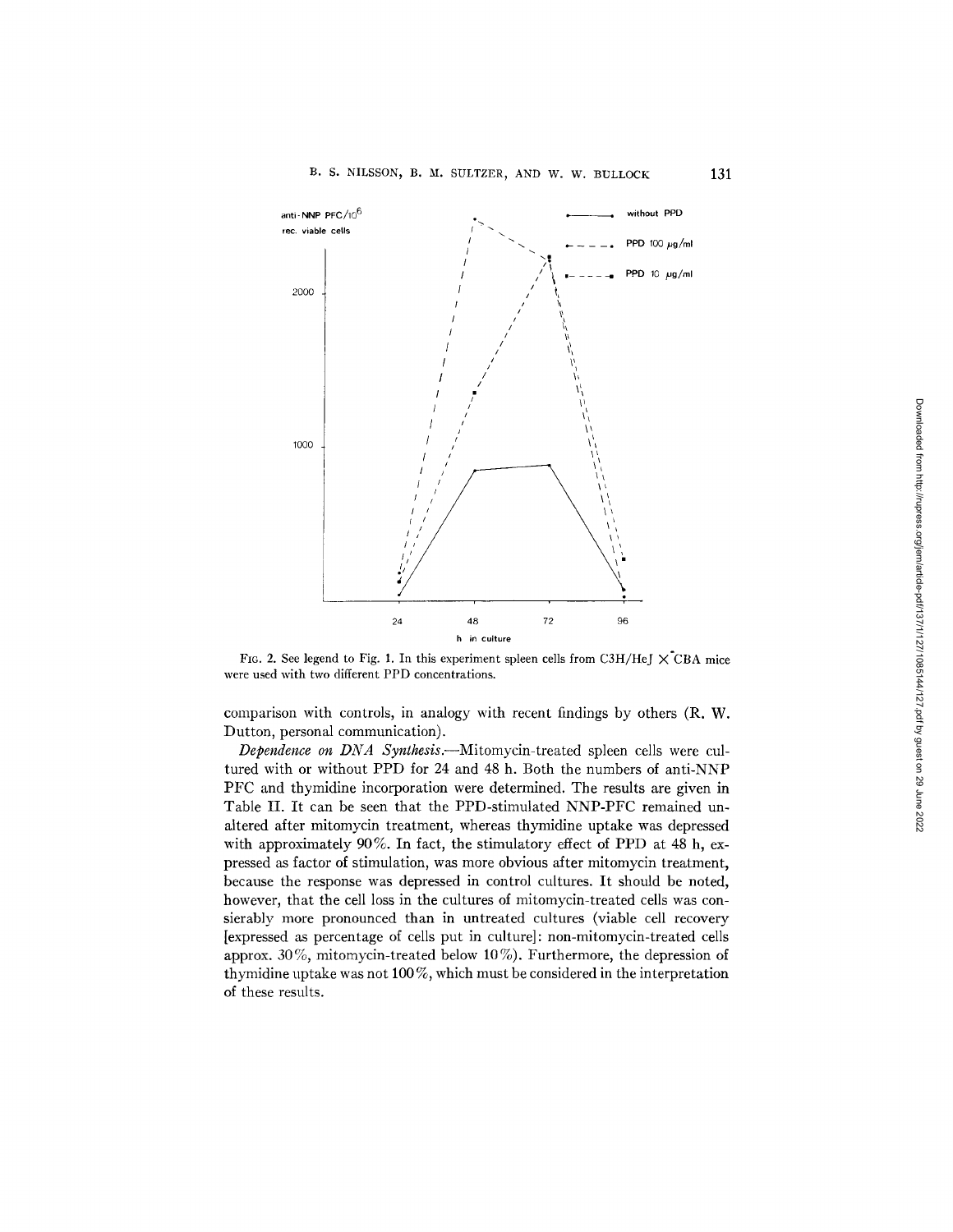FIG. 2. See legend to Fig. 1. In this experiment spleen cells from C3H/HeJ × CBA mice were used with two different PPD concentrations.

comparison with controls, in analogy with recent findings by others (R. W. Dutton, personal communication).

*Dependence on DNA Synthesis.*—Mitomycin-treated spleen cells were cultured with or without PPD for 24 and 48 h. Both the numbers of anti-NNP PFC and thymidine incorporation were determined. The results are given in Table II. It can be seen that the PPD-stimulated NNP-PFC remained unaltered after mitomycin treatment, whereas thymidine uptake was depressed with approximately 90%. In fact, the stimulatory effect of PPD at 48 h, expressed as factor of stimulation, was more obvious after mitomycin treatment, because the response was depressed in control cultures. It should be noted, however, that the cell loss in the cultures of mitomycin-treated cells was consierably more pronounced than in untreated cultures (viable cell recovery [expressed as percentage of cells put in culture]: non-mitomycin-treated cells approx. 30%, mitomycin-treated below 10%). Furthermore, the depression of thymidine uptake was not 100%, which must be considered in the interpretation of these results.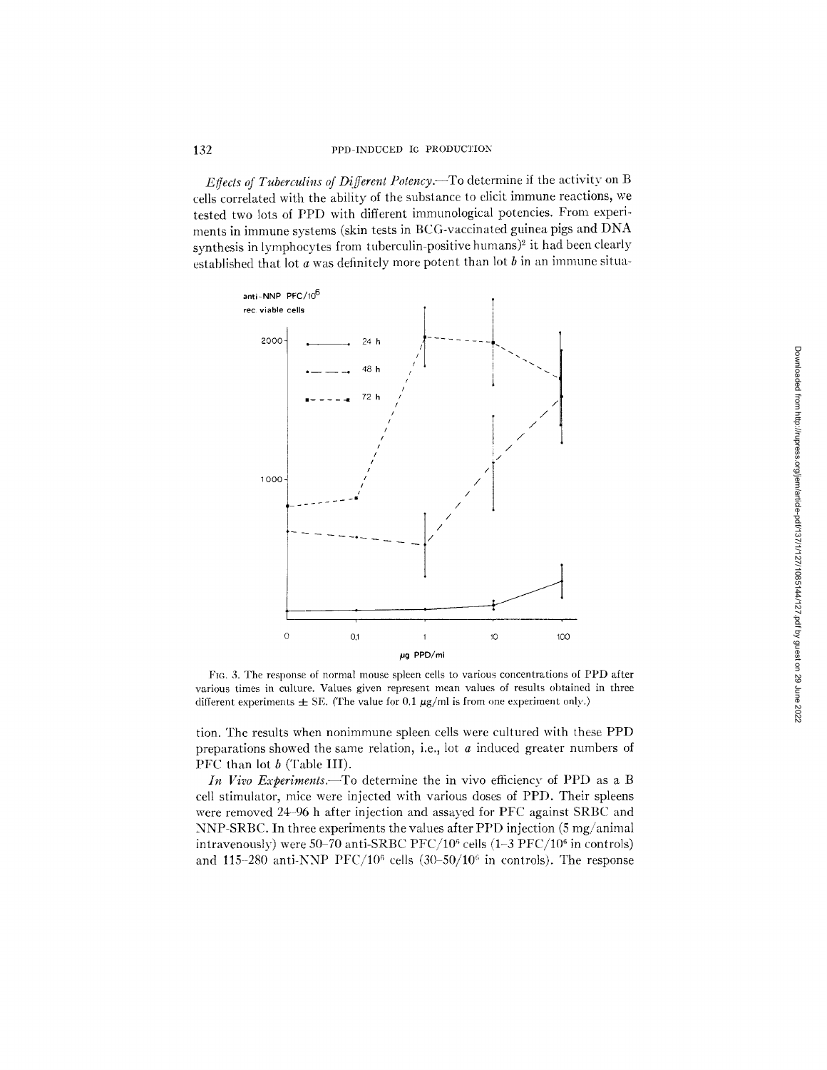*Effects of Tuberculins of Different Potency.*—To determine if the activity on B cells correlated with the ability of the substance to elicit immune reactions, we tested two lots of PPD with different immunological potencies. From experiments in immune systems (skin tests in BCG-vaccinated guinea pigs and DNA synthesis in lymphocytes from tuberculin-positive humans)[2] it had been clearly established that lot *a* was definitely more potent than lot *b* in an immune situation. The results when nonimmune spleen cells were cultured with these PPD preparations showed the same relation, i.e., lot *a* induced greater numbers of PFC than lot *b* (Table III).

FIG. 3. The response of normal mouse spleen cells to various concentrations of PPD after various times in culture. Values given represent mean values of results obtained in three different experiments ± SE. (The value for 0.1 μg/ml is from one experiment only.)

*In Vivo Experiments.*—To determine the in vivo efficiency of PPD as a B cell stimulator, mice were injected with various doses of PPD. Their spleens were removed 24–96 h after injection and assayed for PFC against SRBC and NNP-SRBC. In three experiments the values after PPD injection (5 mg/animal intravenously) were 50–70 anti-SRBC PFC/$10^6$ cells (1–3 PFC/$10^6$ in controls) and 115–280 anti-NNP PFC/$10^6$ cells (30–50/$10^6$ in controls). The response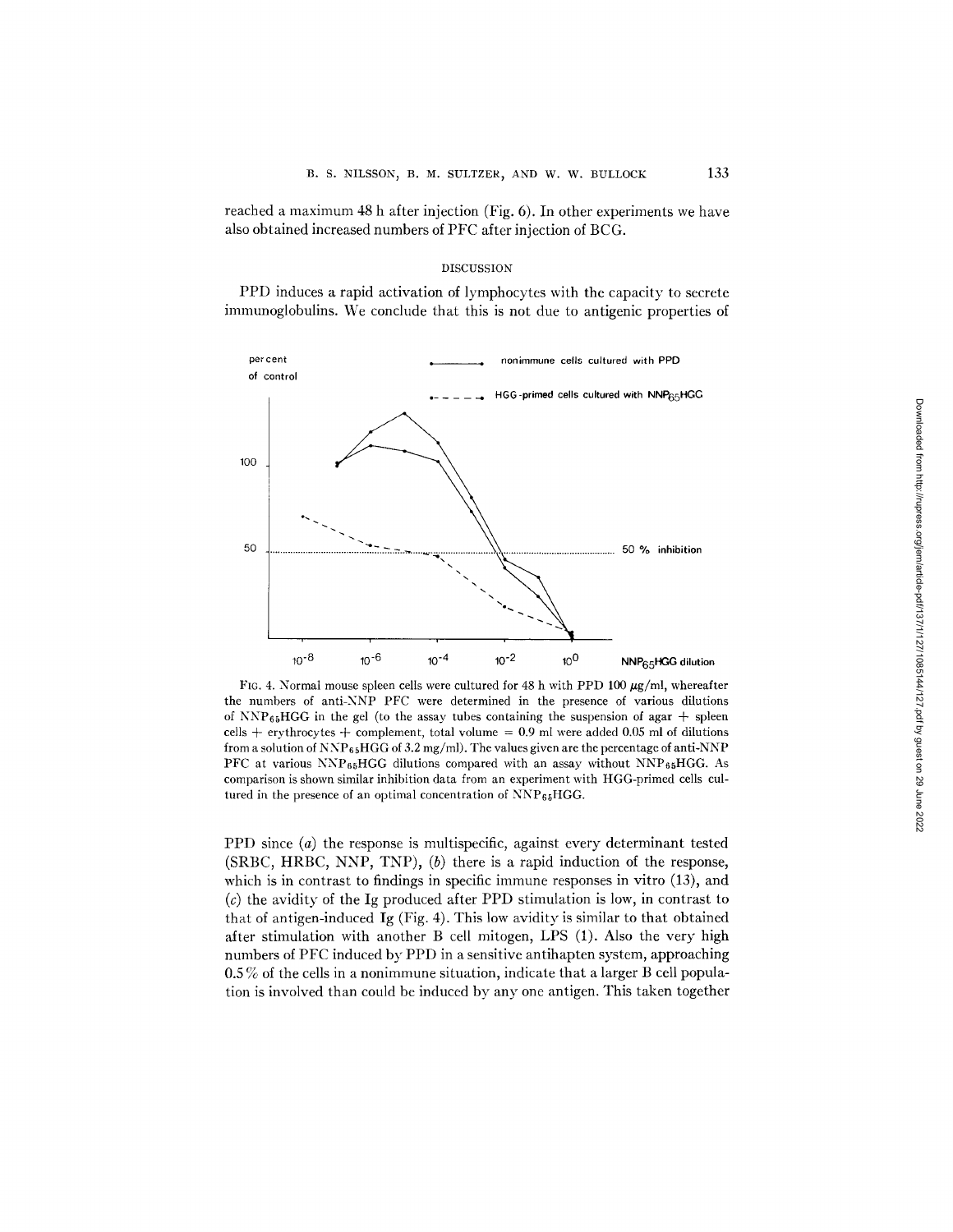reached a maximum 48 h after injection (Fig. 6). In other experiments we have also obtained increased numbers of PFC after injection of BCG.

## DISCUSSION

PPD induces a rapid activation of lymphocytes with the capacity to secrete immunoglobulins. We conclude that this is not due to antigenic properties of

FIG. 4. Normal mouse spleen cells were cultured for 48 h with PPD 100 $\mu$g/ml, whereafter the numbers of anti-NNP PFC were determined in the presence of various dilutions of $NNP_{65}HGG$ in the gel (to the assay tubes containing the suspension of agar + spleen cells + erythrocytes + complement, total volume = 0.9 ml were added 0.05 ml of dilutions from a solution of $NNP_{65}HGG$ of 3.2 mg/ml). The values given are the percentage of anti-NNP PFC at various $NNP_{65}HGG$ dilutions compared with an assay without $NNP_{65}HGG$. As comparison is shown similar inhibition data from an experiment with HGG-primed cells cultured in the presence of an optimal concentration of $NNP_{65}HGG$.

PPD since (*a*) the response is multispecific, against every determinant tested (SRBC, HRBC, NNP, TNP), (*b*) there is a rapid induction of the response, which is in contrast to findings in specific immune responses in vitro (13), and (*c*) the avidity of the Ig produced after PPD stimulation is low, in contrast to that of antigen-induced Ig (Fig. 4). This low avidity is similar to that obtained after stimulation with another B cell mitogen, LPS (1). Also the very high numbers of PFC induced by PPD in a sensitive antihapten system, approaching 0.5% of the cells in a nonimmune situation, indicate that a larger B cell population is involved than could be induced by any one antigen. This taken together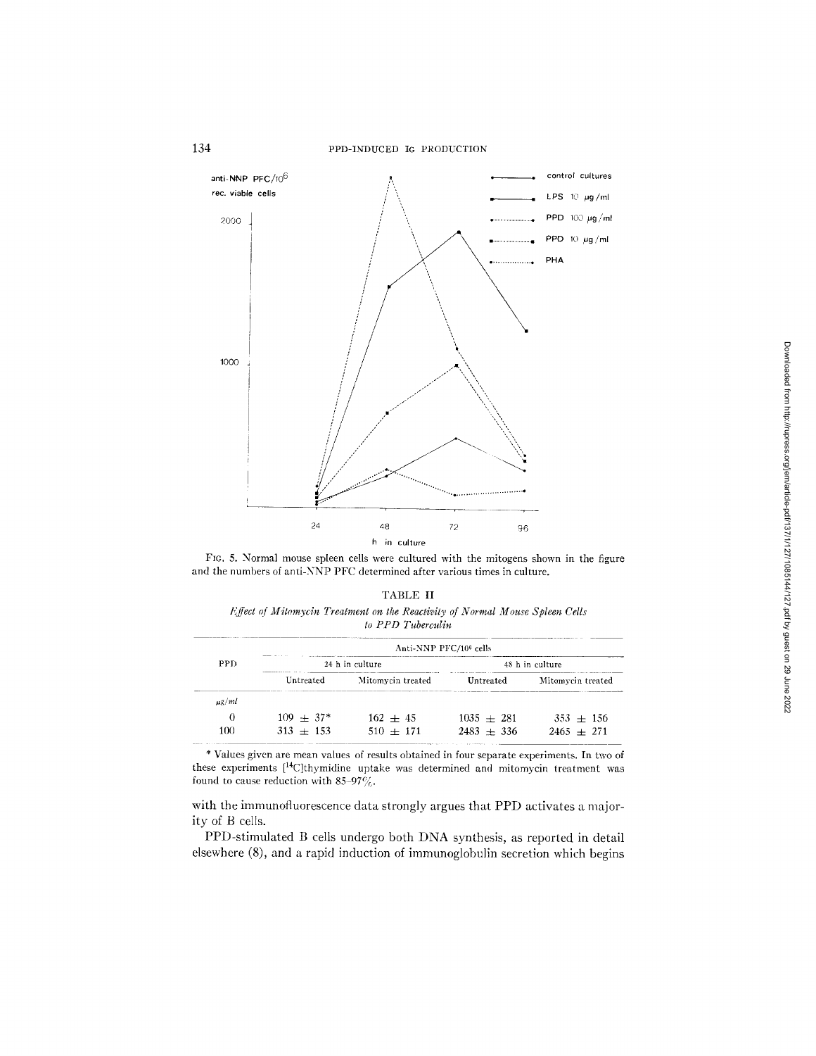FIG. 5. Normal mouse spleen cells were cultured with the mitogens shown in the figure and the numbers of anti-NNP PFC determined after various times in culture.

TABLE II

*Effect of Mitomycin Treatment on the Reactivity of Normal Mouse Spleen Cells to PPD Tuberculin*

| PPD | Anti-NNP PFC/$10^6$ cells | | | |
|---|---|---|---|---|
| | 24 h in culture | | 48 h in culture | |
| | Untreated | Mitomycin treated | Untreated | Mitomycin treated |
| *µg/ml* | | | | |
| 0 | 109 ± 37* | 162 ± 45 | 1035 ± 281 | 353 ± 156 |
| 100 | 313 ± 153 | 510 ± 171 | 2483 ± 336 | 2465 ± 271 |

\* Values given are mean values of results obtained in four separate experiments. In two of these experiments [$^{14}$C]thymidine uptake was determined and mitomycin treatment was found to cause reduction with 85–97%.

with the immunofluorescence data strongly argues that PPD activates a majority of B cells.

PPD-stimulated B cells undergo both DNA synthesis, as reported in detail elsewhere (8), and a rapid induction of immunoglobulin secretion which begins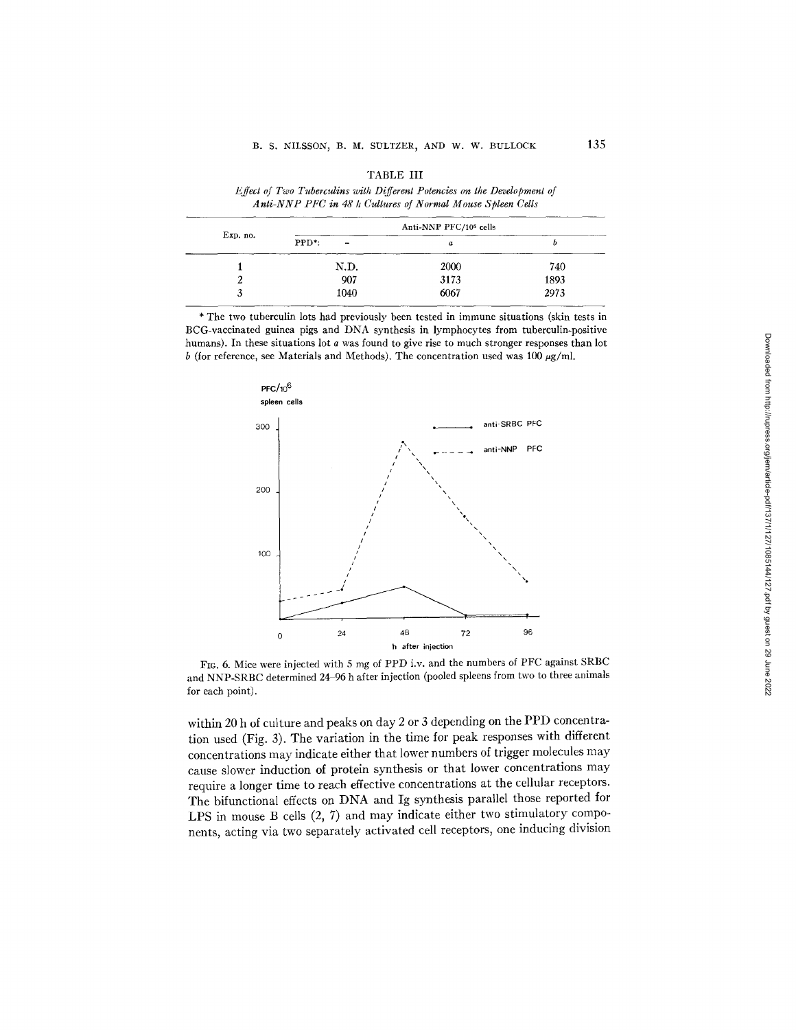TABLE III

*Effect of Two Tuberculins with Different Potencies on the Development of Anti-NNP PFC in 48 h Cultures of Normal Mouse Spleen Cells*

| Exp. no. | Anti-NNP PFC/$10^6$ cells | | |
|---|---|---|---|
| | PPD*: – | *a* | *b* |
| 1 | N.D. | 2000 | 740 |
| 2 | 907 | 3173 | 1893 |
| 3 | 1040 | 6067 | 2973 |

\* The two tuberculin lots had previously been tested in immune situations (skin tests in BCG-vaccinated guinea pigs and DNA synthesis in lymphocytes from tuberculin-positive humans). In these situations lot *a* was found to give rise to much stronger responses than lot *b* (for reference, see Materials and Methods). The concentration used was 100 μg/ml.

FIG. 6. Mice were injected with 5 mg of PPD i.v. and the numbers of PFC against SRBC and NNP-SRBC determined 24–96 h after injection (pooled spleens from two to three animals for each point).

within 20 h of culture and peaks on day 2 or 3 depending on the PPD concentration used (Fig. 3). The variation in the time for peak responses with different concentrations may indicate either that lower numbers of trigger molecules may cause slower induction of protein synthesis or that lower concentrations may require a longer time to reach effective concentrations at the cellular receptors. The bifunctional effects on DNA and Ig synthesis parallel those reported for LPS in mouse B cells (2, 7) and may indicate either two stimulatory components, acting via two separately activated cell receptors, one inducing division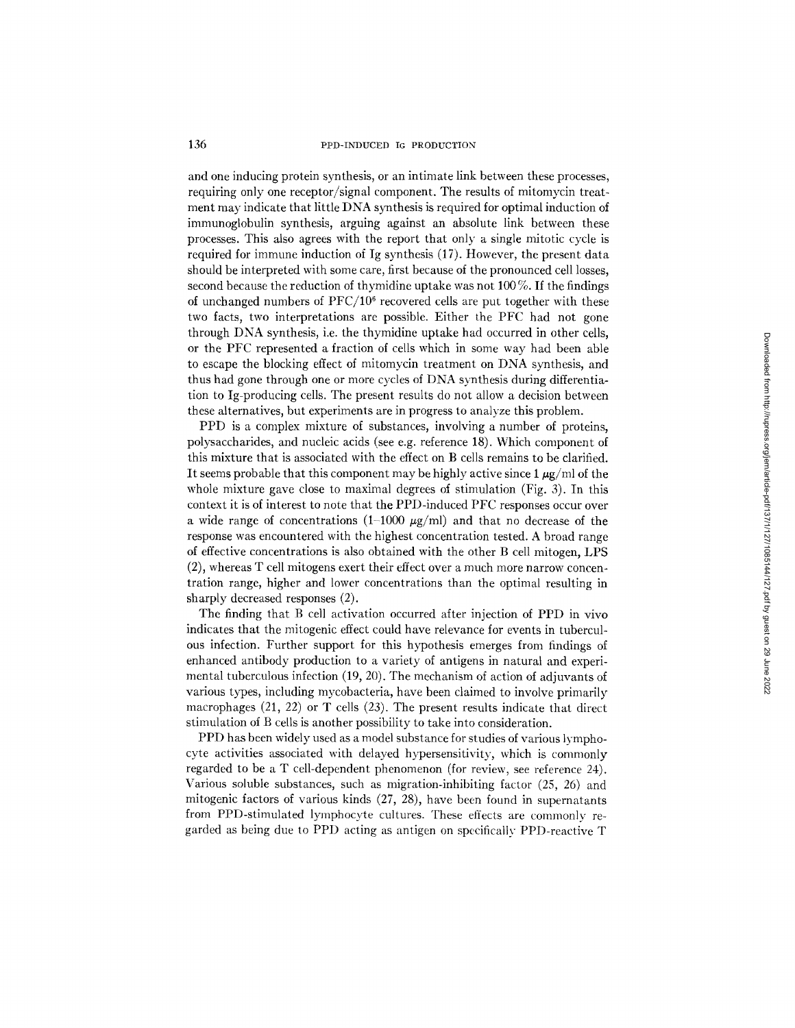and one inducing protein synthesis, or an intimate link between these processes, requiring only one receptor/signal component. The results of mitomycin treatment may indicate that little DNA synthesis is required for optimal induction of immunoglobulin synthesis, arguing against an absolute link between these processes. This also agrees with the report that only a single mitotic cycle is required for immune induction of Ig synthesis (17). However, the present data should be interpreted with some care, first because of the pronounced cell losses, second because the reduction of thymidine uptake was not 100%. If the findings of unchanged numbers of PFC/$10^6$ recovered cells are put together with these two facts, two interpretations are possible. Either the PFC had not gone through DNA synthesis, i.e. the thymidine uptake had occurred in other cells, or the PFC represented a fraction of cells which in some way had been able to escape the blocking effect of mitomycin treatment on DNA synthesis, and thus had gone through one or more cycles of DNA synthesis during differentiation to Ig-producing cells. The present results do not allow a decision between these alternatives, but experiments are in progress to analyze this problem.

PPD is a complex mixture of substances, involving a number of proteins, polysaccharides, and nucleic acids (see e.g. reference 18). Which component of this mixture that is associated with the effect on B cells remains to be clarified. It seems probable that this component may be highly active since 1 $\mu$g/ml of the whole mixture gave close to maximal degrees of stimulation (Fig. 3). In this context it is of interest to note that the PPD-induced PFC responses occur over a wide range of concentrations (1–1000 $\mu$g/ml) and that no decrease of the response was encountered with the highest concentration tested. A broad range of effective concentrations is also obtained with the other B cell mitogen, LPS (2), whereas T cell mitogens exert their effect over a much more narrow concentration range, higher and lower concentrations than the optimal resulting in sharply decreased responses (2).

The finding that B cell activation occurred after injection of PPD in vivo indicates that the mitogenic effect could have relevance for events in tuberculous infection. Further support for this hypothesis emerges from findings of enhanced antibody production to a variety of antigens in natural and experimental tuberculous infection (19, 20). The mechanism of action of adjuvants of various types, including mycobacteria, have been claimed to involve primarily macrophages (21, 22) or T cells (23). The present results indicate that direct stimulation of B cells is another possibility to take into consideration.

PPD has been widely used as a model substance for studies of various lymphocyte activities associated with delayed hypersensitivity, which is commonly regarded to be a T cell-dependent phenomenon (for review, see reference 24). Various soluble substances, such as migration-inhibiting factor (25, 26) and mitogenic factors of various kinds (27, 28), have been found in supernatants from PPD-stimulated lymphocyte cultures. These effects are commonly regarded as being due to PPD acting as antigen on specifically PPD-reactive T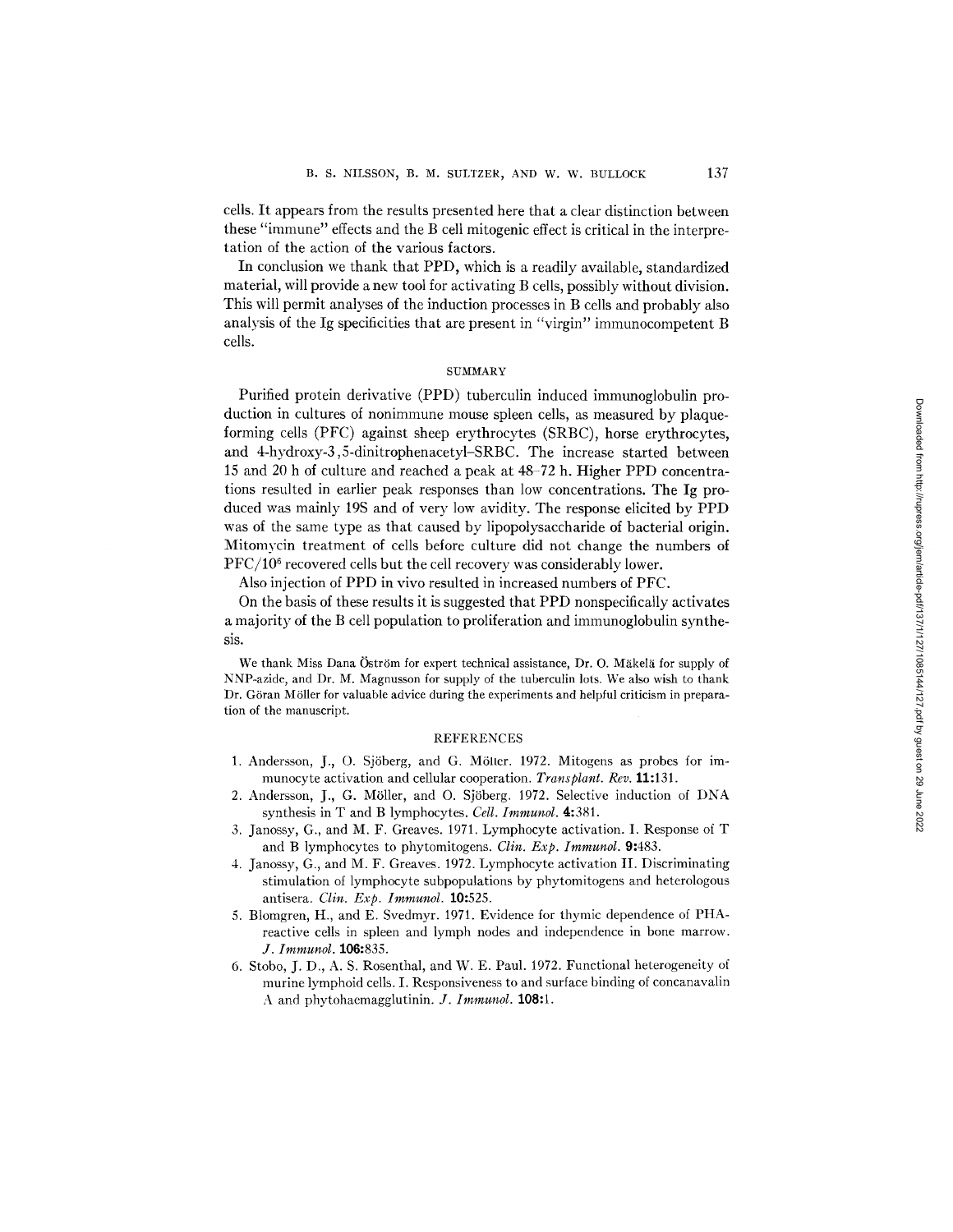cells. It appears from the results presented here that a clear distinction between these "immune" effects and the B cell mitogenic effect is critical in the interpretation of the action of the various factors.

In conclusion we thank that PPD, which is a readily available, standardized material, will provide a new tool for activating B cells, possibly without division. This will permit analyses of the induction processes in B cells and probably also analysis of the Ig specificities that are present in "virgin" immunocompetent B cells.

## SUMMARY

Purified protein derivative (PPD) tuberculin induced immunoglobulin production in cultures of nonimmune mouse spleen cells, as measured by plaque-forming cells (PFC) against sheep erythrocytes (SRBC), horse erythrocytes, and 4-hydroxy-3,5-dinitrophenacetyl–SRBC. The increase started between 15 and 20 h of culture and reached a peak at 48–72 h. Higher PPD concentrations resulted in earlier peak responses than low concentrations. The Ig produced was mainly 19S and of very low avidity. The response elicited by PPD was of the same type as that caused by lipopolysaccharide of bacterial origin. Mitomycin treatment of cells before culture did not change the numbers of PFC/$10^6$ recovered cells but the cell recovery was considerably lower.

Also injection of PPD in vivo resulted in increased numbers of PFC.

On the basis of these results it is suggested that PPD nonspecifically activates a majority of the B cell population to proliferation and immunoglobulin synthesis.

We thank Miss Dana Öström for expert technical assistance, Dr. O. Mäkelä for supply of NNP-azide, and Dr. M. Magnusson for supply of the tuberculin lots. We also wish to thank Dr. Göran Möller for valuable advice during the experiments and helpful criticism in preparation of the manuscript.

## REFERENCES

1. Andersson, J., O. Sjöberg, and G. Möller. 1972. Mitogens as probes for immunocyte activation and cellular cooperation. *Transplant. Rev.* **11:**131.
2. Andersson, J., G. Möller, and O. Sjöberg. 1972. Selective induction of DNA synthesis in T and B lymphocytes. *Cell. Immunol.* **4:**381.
3. Janossy, G., and M. F. Greaves. 1971. Lymphocyte activation. I. Response of T and B lymphocytes to phytomitogens. *Clin. Exp. Immunol.* **9:**483.
4. Janossy, G., and M. F. Greaves. 1972. Lymphocyte activation II. Discriminating stimulation of lymphocyte subpopulations by phytomitogens and heterologous antisera. *Clin. Exp. Immunol.* **10:**525.
5. Blomgren, H., and E. Svedmyr. 1971. Evidence for thymic dependence of PHA-reactive cells in spleen and lymph nodes and independence in bone marrow. *J. Immunol.* **106:**835.
6. Stobo, J. D., A. S. Rosenthal, and W. E. Paul. 1972. Functional heterogeneity of murine lymphoid cells. I. Responsiveness to and surface binding of concanavalin A and phytohaemagglutinin. *J. Immunol.* **108:**1.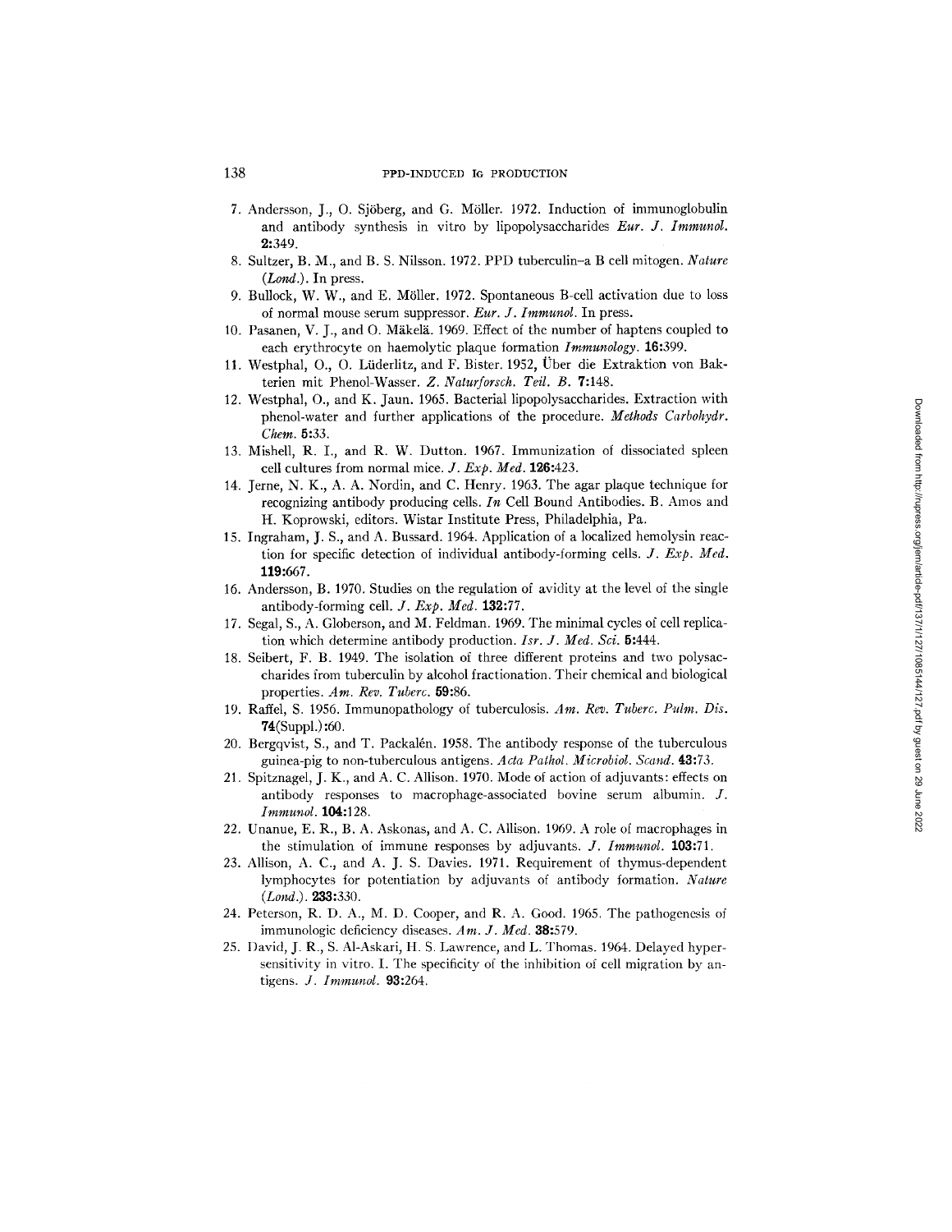7. Andersson, J., O. Sjöberg, and G. Möller. 1972. Induction of immunoglobulin and antibody synthesis in vitro by lipopolysaccharides *Eur. J. Immunol.* **2**:349.
8. Sultzer, B. M., and B. S. Nilsson. 1972. PPD tuberculin–a B cell mitogen. *Nature (Lond.)*. In press.
9. Bullock, W. W., and E. Möller. 1972. Spontaneous B-cell activation due to loss of normal mouse serum suppressor. *Eur. J. Immunol.* In press.
10. Pasanen, V. J., and O. Mäkelä. 1969. Effect of the number of haptens coupled to each erythrocyte on haemolytic plaque formation *Immunology*. **16**:399.
11. Westphal, O., O. Lüderlitz, and F. Bister. 1952, Über die Extraktion von Bakterien mit Phenol-Wasser. *Z. Naturforsch. Teil. B.* **7**:148.
12. Westphal, O., and K. Jaun. 1965. Bacterial lipopolysaccharides. Extraction with phenol-water and further applications of the procedure. *Methods Carbohydr. Chem.* **5**:33.
13. Mishell, R. I., and R. W. Dutton. 1967. Immunization of dissociated spleen cell cultures from normal mice. *J. Exp. Med.* **126**:423.
14. Jerne, N. K., A. A. Nordin, and C. Henry. 1963. The agar plaque technique for recognizing antibody producing cells. *In* Cell Bound Antibodies. B. Amos and H. Koprowski, editors. Wistar Institute Press, Philadelphia, Pa.
15. Ingraham, J. S., and A. Bussard. 1964. Application of a localized hemolysin reaction for specific detection of individual antibody-forming cells. *J. Exp. Med.* **119**:667.
16. Andersson, B. 1970. Studies on the regulation of avidity at the level of the single antibody-forming cell. *J. Exp. Med.* **132**:77.
17. Segal, S., A. Globerson, and M. Feldman. 1969. The minimal cycles of cell replication which determine antibody production. *Isr. J. Med. Sci.* **5**:444.
18. Seibert, F. B. 1949. The isolation of three different proteins and two polysaccharides from tuberculin by alcohol fractionation. Their chemical and biological properties. *Am. Rev. Tuberc.* **59**:86.
19. Raffel, S. 1956. Immunopathology of tuberculosis. *Am. Rev. Tuberc. Pulm. Dis.* **74**(Suppl.):60.
20. Bergqvist, S., and T. Packalén. 1958. The antibody response of the tuberculous guinea-pig to non-tuberculous antigens. *Acta Pathol. Microbiol. Scand.* **43**:73.
21. Spitznagel, J. K., and A. C. Allison. 1970. Mode of action of adjuvants: effects on antibody responses to macrophage-associated bovine serum albumin. *J. Immunol.* **104**:128.
22. Unanue, E. R., B. A. Askonas, and A. C. Allison. 1969. A role of macrophages in the stimulation of immune responses by adjuvants. *J. Immunol.* **103**:71.
23. Allison, A. C., and A. J. S. Davies. 1971. Requirement of thymus-dependent lymphocytes for potentiation by adjuvants of antibody formation. *Nature (Lond.).* **233**:330.
24. Peterson, R. D. A., M. D. Cooper, and R. A. Good. 1965. The pathogenesis of immunologic deficiency diseases. *Am. J. Med.* **38**:579.
25. David, J. R., S. Al-Askari, H. S. Lawrence, and L. Thomas. 1964. Delayed hypersensitivity in vitro. I. The specificity of the inhibition of cell migration by antigens. *J. Immunol.* **93**:264.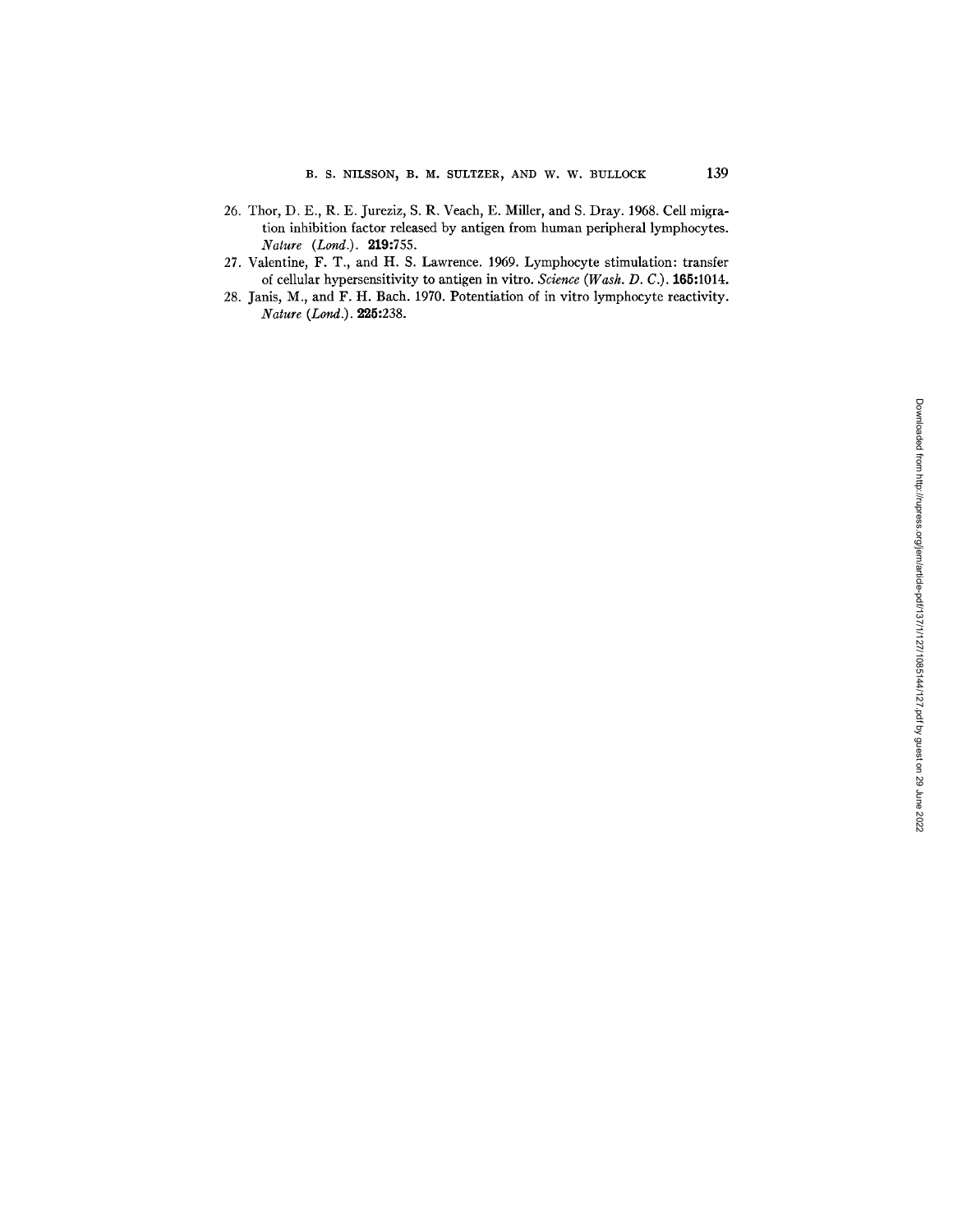26. Thor, D. E., R. E. Jureziz, S. R. Veach, E. Miller, and S. Dray. 1968. Cell migration inhibition factor released by antigen from human peripheral lymphocytes. *Nature* (*Lond.*). **219:**755.
27. Valentine, F. T., and H. S. Lawrence. 1969. Lymphocyte stimulation: transfer of cellular hypersensitivity to antigen in vitro. *Science* (*Wash. D. C.*). **165:**1014.
28. Janis, M., and F. H. Bach. 1970. Potentiation of in vitro lymphocyte reactivity. *Nature* (*Lond.*). **225:**238.